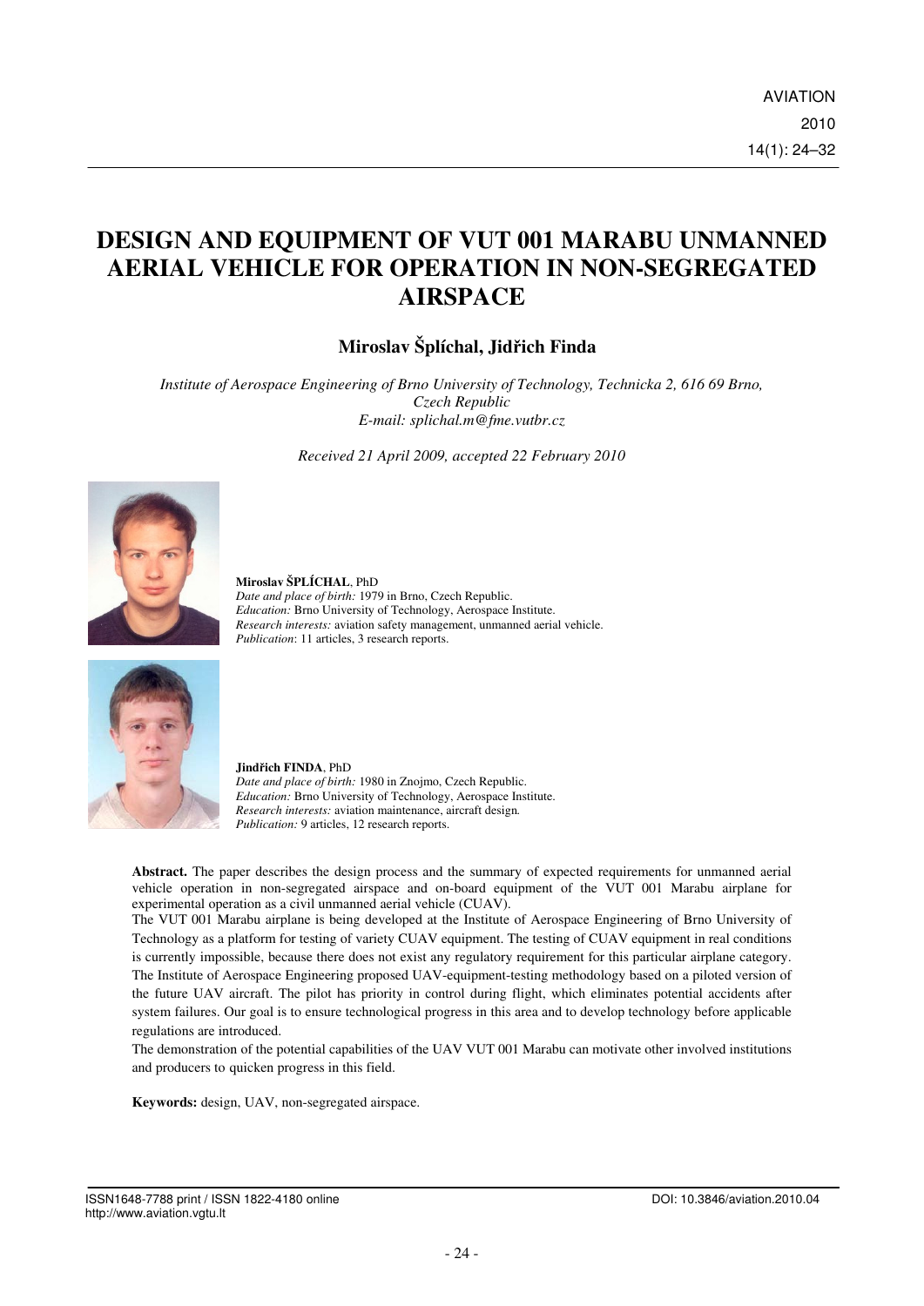# DESIGN AND EQUIPMENT OF VUT 001 MARABU UNMANNED AERIAL VEHICLE FOR OPERATION IN NON-SEGREGATED AIRSPACE

**Miroslav Šplíchal, Jindřich Finda**

*Institute of Aerospace Engineering of Brno University of Technology, Technicka 2, 616 69 Brno, Czech Republic*
*E-mail: splichal.m@fme.vutbr.cz*

*Received 21 April 2009, accepted 22 February 2010*

**Miroslav ŠPLÍCHAL**, PhD
*Date and place of birth:* 1979 in Brno, Czech Republic.
*Education:* Brno University of Technology, Aerospace Institute.
*Research interests:* aviation safety management, unmanned aerial vehicle.
*Publication*: 11 articles, 3 research reports.

**Jindřich FINDA**, PhD
*Date and place of birth:* 1980 in Znojmo, Czech Republic.
*Education:* Brno University of Technology, Aerospace Institute.
*Research interests:* aviation maintenance, aircraft design.
*Publication:* 9 articles, 12 research reports.

**Abstract.** The paper describes the design process and the summary of expected requirements for unmanned aerial vehicle operation in non-segregated airspace and on-board equipment of the VUT 001 Marabu airplane for experimental operation as a civil unmanned aerial vehicle (CUAV).
The VUT 001 Marabu airplane is being developed at the Institute of Aerospace Engineering of Brno University of Technology as a platform for testing of variety CUAV equipment. The testing of CUAV equipment in real conditions is currently impossible, because there does not exist any regulatory requirement for this particular airplane category. The Institute of Aerospace Engineering proposed UAV-equipment-testing methodology based on a piloted version of the future UAV aircraft. The pilot has priority in control during flight, which eliminates potential accidents after system failures. Our goal is to ensure technological progress in this area and to develop technology before applicable regulations are introduced.
The demonstration of the potential capabilities of the UAV VUT 001 Marabu can motivate other involved institutions and producers to quicken progress in this field.

**Keywords:** design, UAV, non-segregated airspace.

ISSN1648-7788 print / ISSN 1822-4180 online
http://www.aviation.vgtu.lt

DOI: 10.3846/aviation.2010.04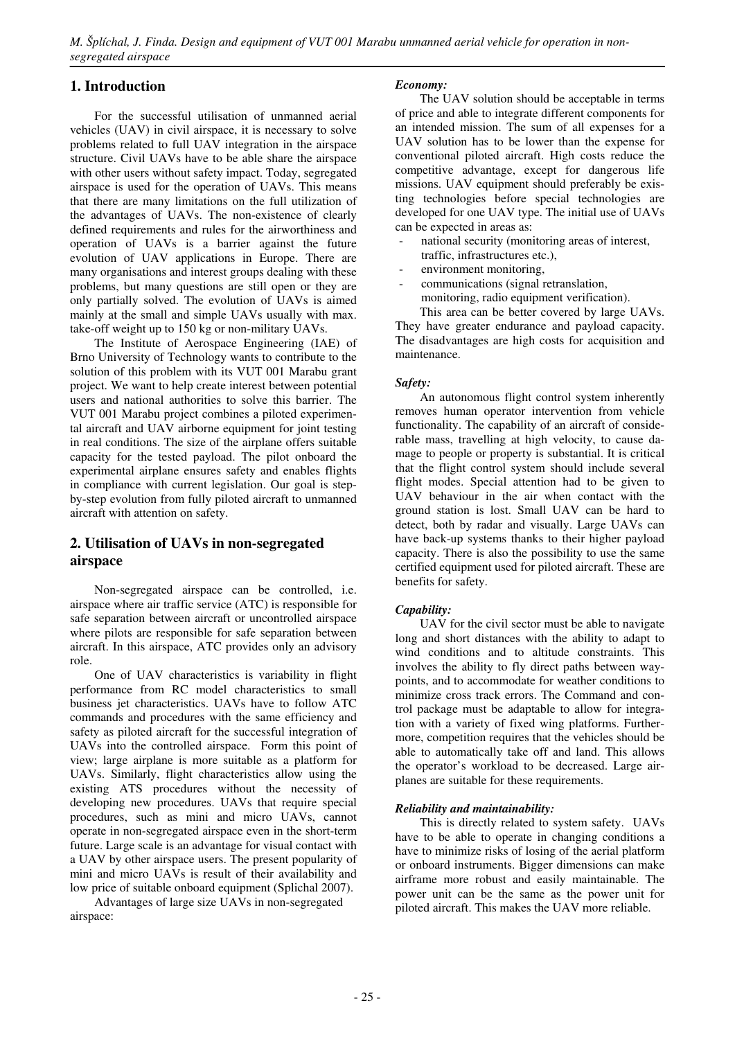## 1. Introduction

For the successful utilisation of unmanned aerial vehicles (UAV) in civil airspace, it is necessary to solve problems related to full UAV integration in the airspace structure. Civil UAVs have to be able share the airspace with other users without safety impact. Today, segregated airspace is used for the operation of UAVs. This means that there are many limitations on the full utilization of the advantages of UAVs. The non-existence of clearly defined requirements and rules for the airworthiness and operation of UAVs is a barrier against the future evolution of UAV applications in Europe. There are many organisations and interest groups dealing with these problems, but many questions are still open or they are only partially solved. The evolution of UAVs is aimed mainly at the small and simple UAVs usually with max. take-off weight up to 150 kg or non-military UAVs.

The Institute of Aerospace Engineering (IAE) of Brno University of Technology wants to contribute to the solution of this problem with its VUT 001 Marabu grant project. We want to help create interest between potential users and national authorities to solve this barrier. The VUT 001 Marabu project combines a piloted experimental aircraft and UAV airborne equipment for joint testing in real conditions. The size of the airplane offers suitable capacity for the tested payload. The pilot onboard the experimental airplane ensures safety and enables flights in compliance with current legislation. Our goal is step-by-step evolution from fully piloted aircraft to unmanned aircraft with attention on safety.

## 2. Utilisation of UAVs in non-segregated airspace

Non-segregated airspace can be controlled, i.e. airspace where air traffic service (ATC) is responsible for safe separation between aircraft or uncontrolled airspace where pilots are responsible for safe separation between aircraft. In this airspace, ATC provides only an advisory role.

One of UAV characteristics is variability in flight performance from RC model characteristics to small business jet characteristics. UAVs have to follow ATC commands and procedures with the same efficiency and safety as piloted aircraft for the successful integration of UAVs into the controlled airspace. Form this point of view; large airplane is more suitable as a platform for UAVs. Similarly, flight characteristics allow using the existing ATS procedures without the necessity of developing new procedures. UAVs that require special procedures, such as mini and micro UAVs, cannot operate in non-segregated airspace even in the short-term future. Large scale is an advantage for visual contact with a UAV by other airspace users. The present popularity of mini and micro UAVs is result of their availability and low price of suitable onboard equipment (Splichal 2007).

Advantages of large size UAVs in non-segregated airspace:

***Economy:***

The UAV solution should be acceptable in terms of price and able to integrate different components for an intended mission. The sum of all expenses for a UAV solution has to be lower than the expense for conventional piloted aircraft. High costs reduce the competitive advantage, except for dangerous life missions. UAV equipment should preferably be existing technologies before special technologies are developed for one UAV type. The initial use of UAVs can be expected in areas as:

- national security (monitoring areas of interest, traffic, infrastructures etc.),
- environment monitoring,
- communications (signal retranslation, monitoring, radio equipment verification).

This area can be better covered by large UAVs. They have greater endurance and payload capacity. The disadvantages are high costs for acquisition and maintenance.

***Safety:***

An autonomous flight control system inherently removes human operator intervention from vehicle functionality. The capability of an aircraft of considerable mass, travelling at high velocity, to cause damage to people or property is substantial. It is critical that the flight control system should include several flight modes. Special attention had to be given to UAV behaviour in the air when contact with the ground station is lost. Small UAV can be hard to detect, both by radar and visually. Large UAVs can have back-up systems thanks to their higher payload capacity. There is also the possibility to use the same certified equipment used for piloted aircraft. These are benefits for safety.

***Capability:***

UAV for the civil sector must be able to navigate long and short distances with the ability to adapt to wind conditions and to altitude constraints. This involves the ability to fly direct paths between waypoints, and to accommodate for weather conditions to minimize cross track errors. The Command and control package must be adaptable to allow for integration with a variety of fixed wing platforms. Furthermore, competition requires that the vehicles should be able to automatically take off and land. This allows the operator's workload to be decreased. Large airplanes are suitable for these requirements.

***Reliability and maintainability:***

This is directly related to system safety. UAVs have to be able to operate in changing conditions a have to minimize risks of losing of the aerial platform or onboard instruments. Bigger dimensions can make airframe more robust and easily maintainable. The power unit can be the same as the power unit for piloted aircraft. This makes the UAV more reliable.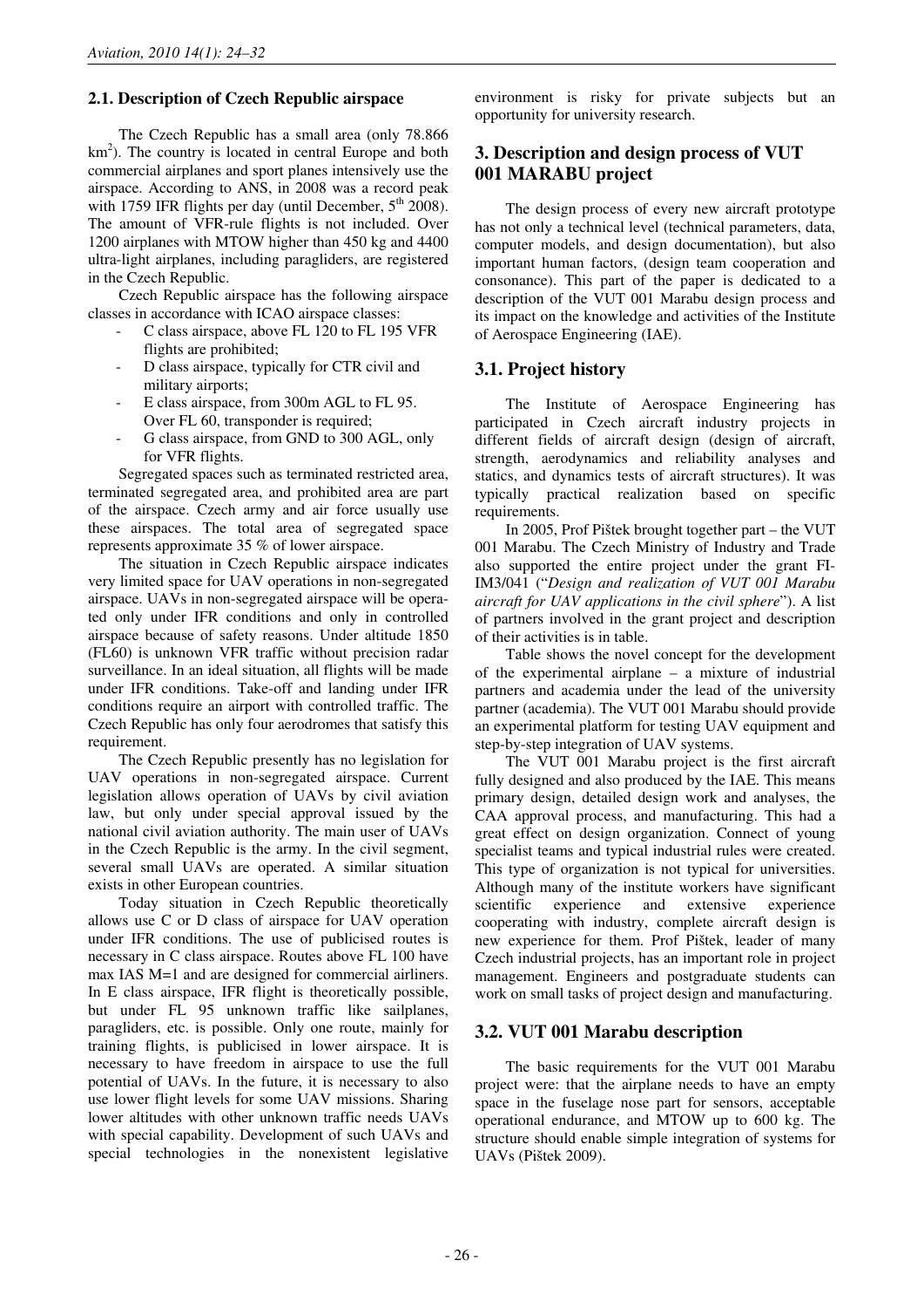### 2.1. Description of Czech Republic airspace

The Czech Republic has a small area (only 78.866 km$^2$). The country is located in central Europe and both commercial airplanes and sport planes intensively use the airspace. According to ANS, in 2008 was a record peak with 1759 IFR flights per day (until December, 5$^{th}$ 2008). The amount of VFR-rule flights is not included. Over 1200 airplanes with MTOW higher than 450 kg and 4400 ultra-light airplanes, including paragliders, are registered in the Czech Republic.

Czech Republic airspace has the following airspace classes in accordance with ICAO airspace classes:

- C class airspace, above FL 120 to FL 195 VFR flights are prohibited;
- D class airspace, typically for CTR civil and military airports;
- E class airspace, from 300m AGL to FL 95. Over FL 60, transponder is required;
- G class airspace, from GND to 300 AGL, only for VFR flights.

Segregated spaces such as terminated restricted area, terminated segregated area, and prohibited area are part of the airspace. Czech army and air force usually use these airspaces. The total area of segregated space represents approximate 35 % of lower airspace.

The situation in Czech Republic airspace indicates very limited space for UAV operations in non-segregated airspace. UAVs in non-segregated airspace will be operated only under IFR conditions and only in controlled airspace because of safety reasons. Under altitude 1850 (FL60) is unknown VFR traffic without precision radar surveillance. In an ideal situation, all flights will be made under IFR conditions. Take-off and landing under IFR conditions require an airport with controlled traffic. The Czech Republic has only four aerodromes that satisfy this requirement.

The Czech Republic presently has no legislation for UAV operations in non-segregated airspace. Current legislation allows operation of UAVs by civil aviation law, but only under special approval issued by the national civil aviation authority. The main user of UAVs in the Czech Republic is the army. In the civil segment, several small UAVs are operated. A similar situation exists in other European countries.

Today situation in Czech Republic theoretically allows use C or D class of airspace for UAV operation under IFR conditions. The use of publicised routes is necessary in C class airspace. Routes above FL 100 have max IAS M=1 and are designed for commercial airliners. In E class airspace, IFR flight is theoretically possible, but under FL 95 unknown traffic like sailplanes, paragliders, etc. is possible. Only one route, mainly for training flights, is publicised in lower airspace. It is necessary to have freedom in airspace to use the full potential of UAVs. In the future, it is necessary to also use lower flight levels for some UAV missions. Sharing lower altitudes with other unknown traffic needs UAVs with special capability. Development of such UAVs and special technologies in the nonexistent legislative environment is risky for private subjects but an opportunity for university research.

## 3. Description and design process of VUT 001 MARABU project

The design process of every new aircraft prototype has not only a technical level (technical parameters, data, computer models, and design documentation), but also important human factors, (design team cooperation and consonance). This part of the paper is dedicated to a description of the VUT 001 Marabu design process and its impact on the knowledge and activities of the Institute of Aerospace Engineering (IAE).

### 3.1. Project history

The Institute of Aerospace Engineering has participated in Czech aircraft industry projects in different fields of aircraft design (design of aircraft, strength, aerodynamics and reliability analyses and statics, and dynamics tests of aircraft structures). It was typically practical realization based on specific requirements.

In 2005, Prof Píštek brought together part – the VUT 001 Marabu. The Czech Ministry of Industry and Trade also supported the entire project under the grant FI-IM3/041 ("*Design and realization of VUT 001 Marabu aircraft for UAV applications in the civil sphere*"). A list of partners involved in the grant project and description of their activities is in table.

Table shows the novel concept for the development of the experimental airplane – a mixture of industrial partners and academia under the lead of the university partner (academia). The VUT 001 Marabu should provide an experimental platform for testing UAV equipment and step-by-step integration of UAV systems.

The VUT 001 Marabu project is the first aircraft fully designed and also produced by the IAE. This means primary design, detailed design work and analyses, the CAA approval process, and manufacturing. This had a great effect on design organization. Connect of young specialist teams and typical industrial rules were created. This type of organization is not typical for universities. Although many of the institute workers have significant scientific experience and extensive experience cooperating with industry, complete aircraft design is new experience for them. Prof Píštek, leader of many Czech industrial projects, has an important role in project management. Engineers and postgraduate students can work on small tasks of project design and manufacturing.

### 3.2. VUT 001 Marabu description

The basic requirements for the VUT 001 Marabu project were: that the airplane needs to have an empty space in the fuselage nose part for sensors, acceptable operational endurance, and MTOW up to 600 kg. The structure should enable simple integration of systems for UAVs (Píštek 2009).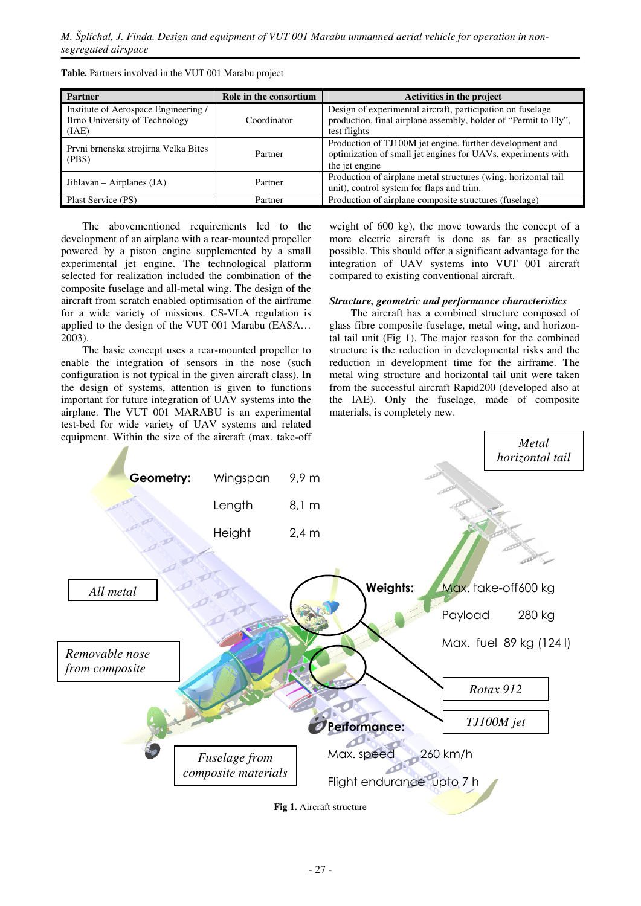**Table.** Partners involved in the VUT 001 Marabu project

| Partner | Role in the consortium | Activities in the project |
|---|---|---|
| Institute of Aerospace Engineering / Brno University of Technology (IAE) | Coordinator | Design of experimental aircraft, participation on fuselage production, final airplane assembly, holder of “Permit to Fly”, test flights |
| Prvni brnenska strojirna Velka Bites (PBS) | Partner | Production of TJ100M jet engine, further development and optimization of small jet engines for UAVs, experiments with the jet engine |
| Jihlavan – Airplanes (JA) | Partner | Production of airplane metal structures (wing, horizontal tail unit), control system for flaps and trim. |
| Plast Service (PS) | Partner | Production of airplane composite structures (fuselage) |

The abovementioned requirements led to the development of an airplane with a rear-mounted propeller powered by a piston engine supplemented by a small experimental jet engine. The technological platform selected for realization included the combination of the composite fuselage and all-metal wing. The design of the aircraft from scratch enabled optimisation of the airframe for a wide variety of missions. CS-VLA regulation is applied to the design of the VUT 001 Marabu (EASA… 2003).

The basic concept uses a rear-mounted propeller to enable the integration of sensors in the nose (such configuration is not typical in the given aircraft class). In the design of systems, attention is given to functions important for future integration of UAV systems into the airplane. The VUT 001 MARABU is an experimental test-bed for wide variety of UAV systems and related equipment. Within the size of the aircraft (max. take-off weight of 600 kg), the move towards the concept of a more electric aircraft is done as far as practically possible. This should offer a significant advantage for the integration of UAV systems into VUT 001 aircraft compared to existing conventional aircraft.

***Structure, geometric and performance characteristics***

The aircraft has a combined structure composed of glass fibre composite fuselage, metal wing, and horizontal tail unit (Fig 1). The major reason for the combined structure is the reduction in developmental risks and the reduction in development time for the airframe. The metal wing structure and horizontal tail unit were taken from the successful aircraft Rapid200 (developed also at the IAE). Only the fuselage, made of composite materials, is completely new.

Metal horizontal tail

**Geometry:** Wingspan 9,9 m; Length 8,1 m; Height 2,4 m

All metal

Removable nose from composite

**Weights:** Max. take-off 600 kg; Payload 280 kg; Max. fuel 89 kg (124 l)

Rotax 912

TJ100M jet

**Performance:** Max. speed 260 km/h; Flight endurance upto 7 h

Fuselage from composite materials

**Fig 1.** Aircraft structure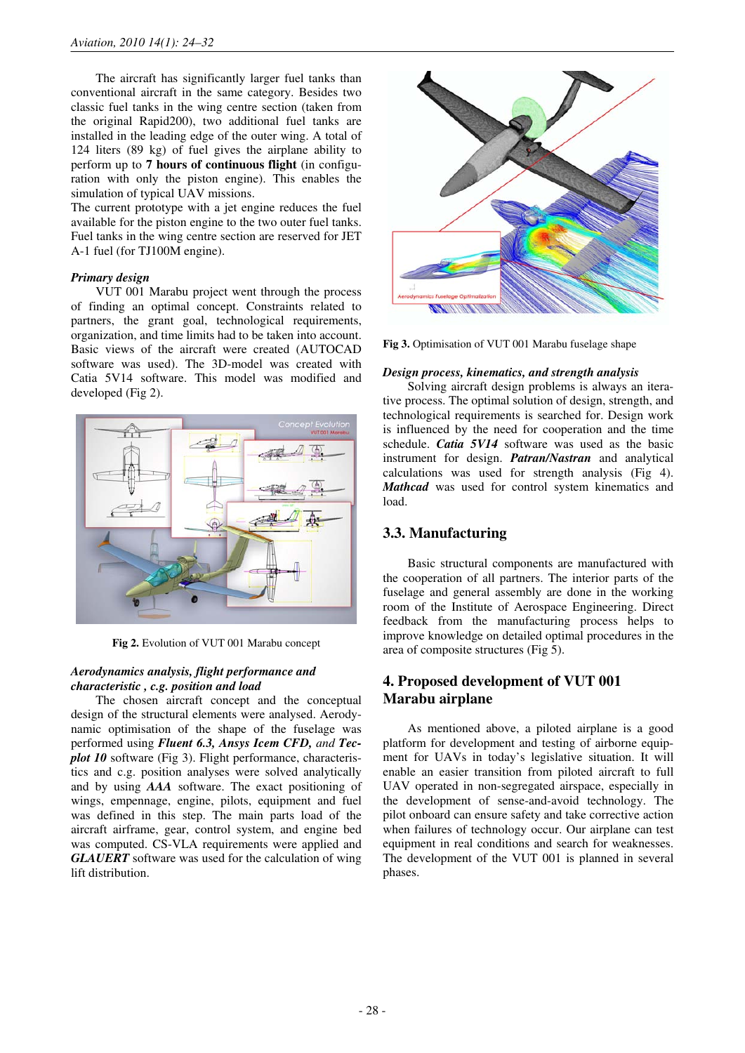The aircraft has significantly larger fuel tanks than conventional aircraft in the same category. Besides two classic fuel tanks in the wing centre section (taken from the original Rapid200), two additional fuel tanks are installed in the leading edge of the outer wing. A total of 124 liters (89 kg) of fuel gives the airplane ability to perform up to **7 hours of continuous flight** (in configuration with only the piston engine). This enables the simulation of typical UAV missions.

The current prototype with a jet engine reduces the fuel available for the piston engine to the two outer fuel tanks. Fuel tanks in the wing centre section are reserved for JET A-1 fuel (for TJ100M engine).

***Primary design***

VUT 001 Marabu project went through the process of finding an optimal concept. Constraints related to partners, the grant goal, technological requirements, organization, and time limits had to be taken into account. Basic views of the aircraft were created (AUTOCAD software was used). The 3D-model was created with Catia 5V14 software. This model was modified and developed (Fig 2).

**Fig 2.** Evolution of VUT 001 Marabu concept

***Aerodynamics analysis, flight performance and characteristic , c.g. position and load***

The chosen aircraft concept and the conceptual design of the structural elements were analysed. Aerodynamic optimisation of the shape of the fuselage was performed using ***Fluent 6.3, Ansys Icem CFD,*** *and* ***Tecplot 10*** software (Fig 3). Flight performance, characteristics and c.g. position analyses were solved analytically and by using ***AAA*** software. The exact positioning of wings, empennage, engine, pilots, equipment and fuel was defined in this step. The main parts load of the aircraft airframe, gear, control system, and engine bed was computed. CS-VLA requirements were applied and ***GLAUERT*** software was used for the calculation of wing lift distribution.

**Fig 3.** Optimisation of VUT 001 Marabu fuselage shape

***Design process, kinematics, and strength analysis***

Solving aircraft design problems is always an iterative process. The optimal solution of design, strength, and technological requirements is searched for. Design work is influenced by the need for cooperation and the time schedule. ***Catia 5V14*** software was used as the basic instrument for design. ***Patran/Nastran*** and analytical calculations was used for strength analysis (Fig 4). ***Mathcad*** was used for control system kinematics and load.

## 3.3. Manufacturing

Basic structural components are manufactured with the cooperation of all partners. The interior parts of the fuselage and general assembly are done in the working room of the Institute of Aerospace Engineering. Direct feedback from the manufacturing process helps to improve knowledge on detailed optimal procedures in the area of composite structures (Fig 5).

## 4. Proposed development of VUT 001 Marabu airplane

As mentioned above, a piloted airplane is a good platform for development and testing of airborne equipment for UAVs in today's legislative situation. It will enable an easier transition from piloted aircraft to full UAV operated in non-segregated airspace, especially in the development of sense-and-avoid technology. The pilot onboard can ensure safety and take corrective action when failures of technology occur. Our airplane can test equipment in real conditions and search for weaknesses. The development of the VUT 001 is planned in several phases.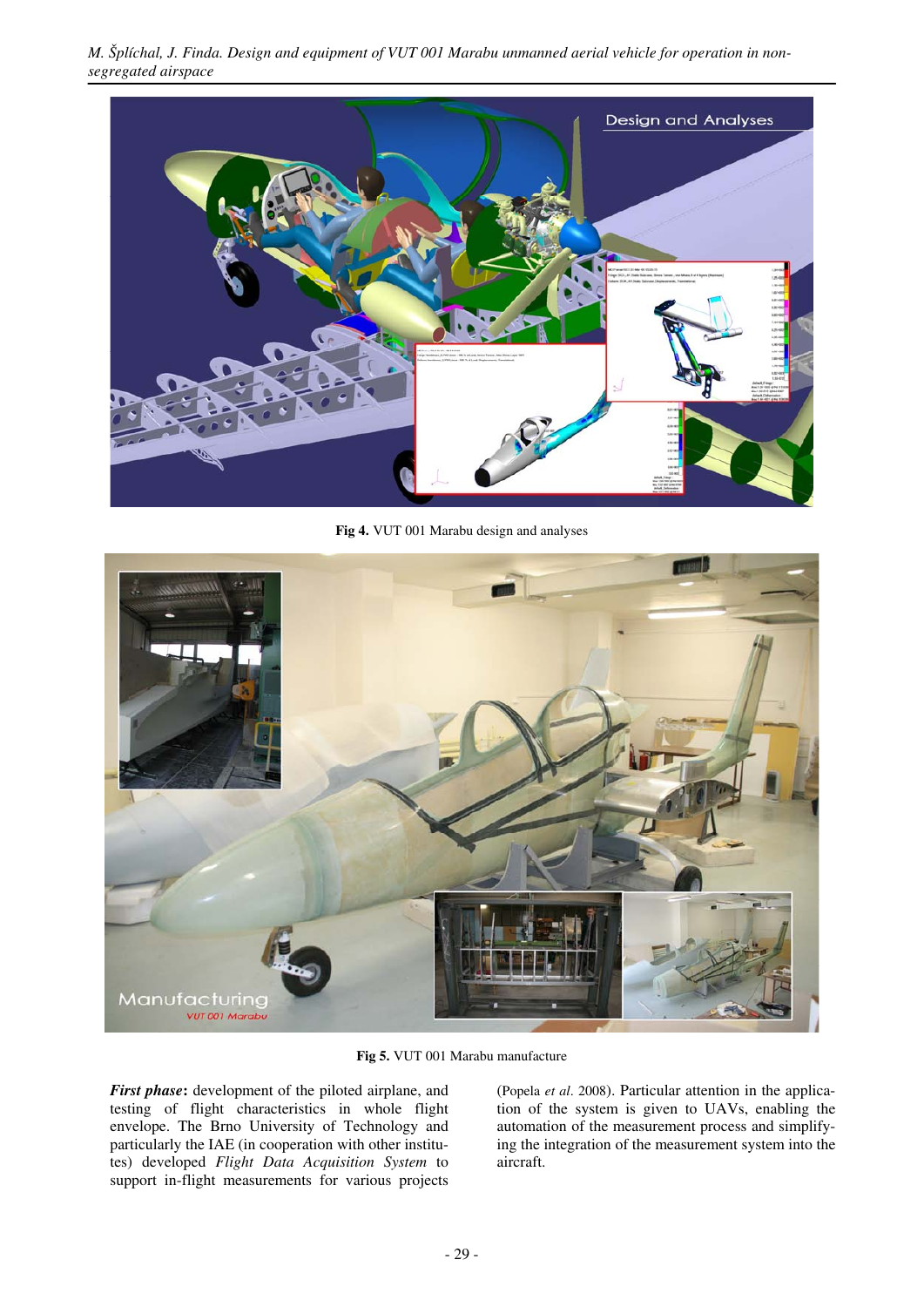Fig 4. VUT 001 Marabu design and analyses

Fig 5. VUT 001 Marabu manufacture

***First phase***: development of the piloted airplane, and testing of flight characteristics in whole flight envelope. The Brno University of Technology and particularly the IAE (in cooperation with other institutes) developed *Flight Data Acquisition System* to support in-flight measurements for various projects (Popela *et al*. 2008). Particular attention in the application of the system is given to UAVs, enabling the automation of the measurement process and simplifying the integration of the measurement system into the aircraft.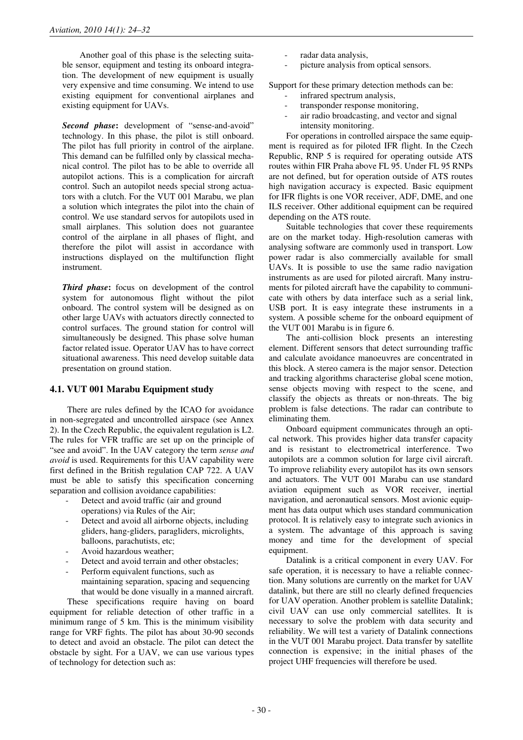Another goal of this phase is the selecting suitable sensor, equipment and testing its onboard integration. The development of new equipment is usually very expensive and time consuming. We intend to use existing equipment for conventional airplanes and existing equipment for UAVs.

***Second phase*:** development of "sense-and-avoid" technology. In this phase, the pilot is still onboard. The pilot has full priority in control of the airplane. This demand can be fulfilled only by classical mechanical control. The pilot has to be able to override all autopilot actions. This is a complication for aircraft control. Such an autopilot needs special strong actuators with a clutch. For the VUT 001 Marabu, we plan a solution which integrates the pilot into the chain of control. We use standard servos for autopilots used in small airplanes. This solution does not guarantee control of the airplane in all phases of flight, and therefore the pilot will assist in accordance with instructions displayed on the multifunction flight instrument.

***Third phase*:** focus on development of the control system for autonomous flight without the pilot onboard. The control system will be designed as on other large UAVs with actuators directly connected to control surfaces. The ground station for control will simultaneously be designed. This phase solve human factor related issue. Operator UAV has to have correct situational awareness. This need develop suitable data presentation on ground station.

## 4.1. VUT 001 Marabu Equipment study

There are rules defined by the ICAO for avoidance in non-segregated and uncontrolled airspace (see Annex 2). In the Czech Republic, the equivalent regulation is L2. The rules for VFR traffic are set up on the principle of "see and avoid". In the UAV category the term *sense and avoid* is used. Requirements for this UAV capability were first defined in the British regulation CAP 722. A UAV must be able to satisfy this specification concerning separation and collision avoidance capabilities:

- Detect and avoid traffic (air and ground operations) via Rules of the Air;
- Detect and avoid all airborne objects, including gliders, hang-gliders, paragliders, microlights, balloons, parachutists, etc;
- Avoid hazardous weather;
- Detect and avoid terrain and other obstacles;
- Perform equivalent functions, such as maintaining separation, spacing and sequencing that would be done visually in a manned aircraft.

These specifications require having on board equipment for reliable detection of other traffic in a minimum range of 5 km. This is the minimum visibility range for VRF fights. The pilot has about 30-90 seconds to detect and avoid an obstacle. The pilot can detect the obstacle by sight. For a UAV, we can use various types of technology for detection such as:

- radar data analysis,
- picture analysis from optical sensors.

Support for these primary detection methods can be:

- infrared spectrum analysis,
- transponder response monitoring,
- air radio broadcasting, and vector and signal intensity monitoring.

For operations in controlled airspace the same equipment is required as for piloted IFR flight. In the Czech Republic, RNP 5 is required for operating outside ATS routes within FIR Praha above FL 95. Under FL 95 RNPs are not defined, but for operation outside of ATS routes high navigation accuracy is expected. Basic equipment for IFR flights is one VOR receiver, ADF, DME, and one ILS receiver. Other additional equipment can be required depending on the ATS route.

Suitable technologies that cover these requirements are on the market today. High-resolution cameras with analysing software are commonly used in transport. Low power radar is also commercially available for small UAVs. It is possible to use the same radio navigation instruments as are used for piloted aircraft. Many instruments for piloted aircraft have the capability to communicate with others by data interface such as a serial link, USB port. It is easy integrate these instruments in a system. A possible scheme for the onboard equipment of the VUT 001 Marabu is in figure 6.

The anti-collision block presents an interesting element. Different sensors that detect surrounding traffic and calculate avoidance manoeuvres are concentrated in this block. A stereo camera is the major sensor. Detection and tracking algorithms characterise global scene motion, sense objects moving with respect to the scene, and classify the objects as threats or non-threats. The big problem is false detections. The radar can contribute to eliminating them.

Onboard equipment communicates through an optical network. This provides higher data transfer capacity and is resistant to electrometrical interference. Two autopilots are a common solution for large civil aircraft. To improve reliability every autopilot has its own sensors and actuators. The VUT 001 Marabu can use standard aviation equipment such as VOR receiver, inertial navigation, and aeronautical sensors. Most avionic equipment has data output which uses standard communication protocol. It is relatively easy to integrate such avionics in a system. The advantage of this approach is saving money and time for the development of special equipment.

Datalink is a critical component in every UAV. For safe operation, it is necessary to have a reliable connection. Many solutions are currently on the market for UAV datalink, but there are still no clearly defined frequencies for UAV operation. Another problem is satellite Datalink; civil UAV can use only commercial satellites. It is necessary to solve the problem with data security and reliability. We will test a variety of Datalink connections in the VUT 001 Marabu project. Data transfer by satellite connection is expensive; in the initial phases of the project UHF frequencies will therefore be used.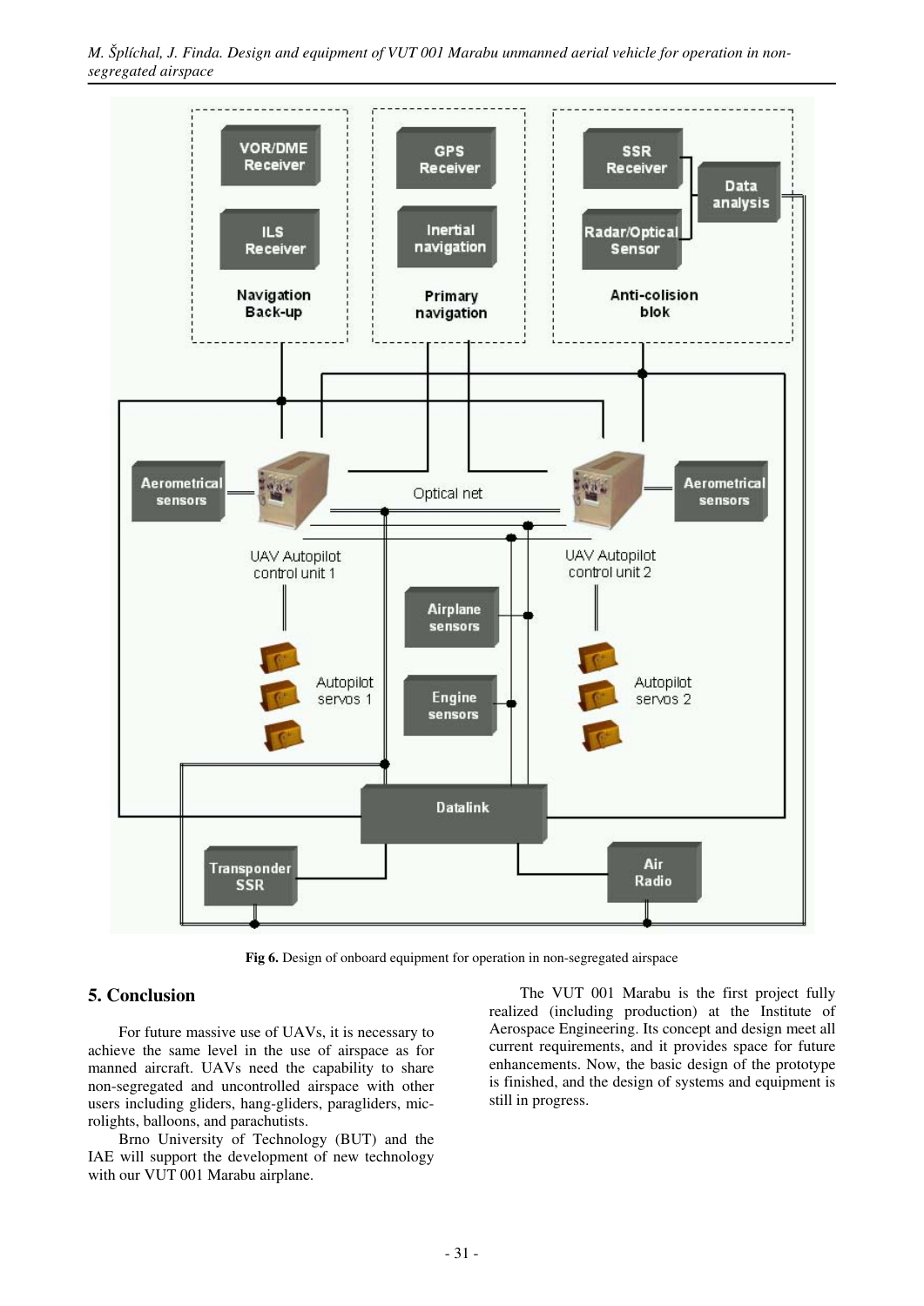Fig 6. Design of onboard equipment for operation in non-segregated airspace

## 5. Conclusion

For future massive use of UAVs, it is necessary to achieve the same level in the use of airspace as for manned aircraft. UAVs need the capability to share non-segregated and uncontrolled airspace with other users including gliders, hang-gliders, paragliders, microlights, balloons, and parachutists.

Brno University of Technology (BUT) and the IAE will support the development of new technology with our VUT 001 Marabu airplane.

The VUT 001 Marabu is the first project fully realized (including production) at the Institute of Aerospace Engineering. Its concept and design meet all current requirements, and it provides space for future enhancements. Now, the basic design of the prototype is finished, and the design of systems and equipment is still in progress.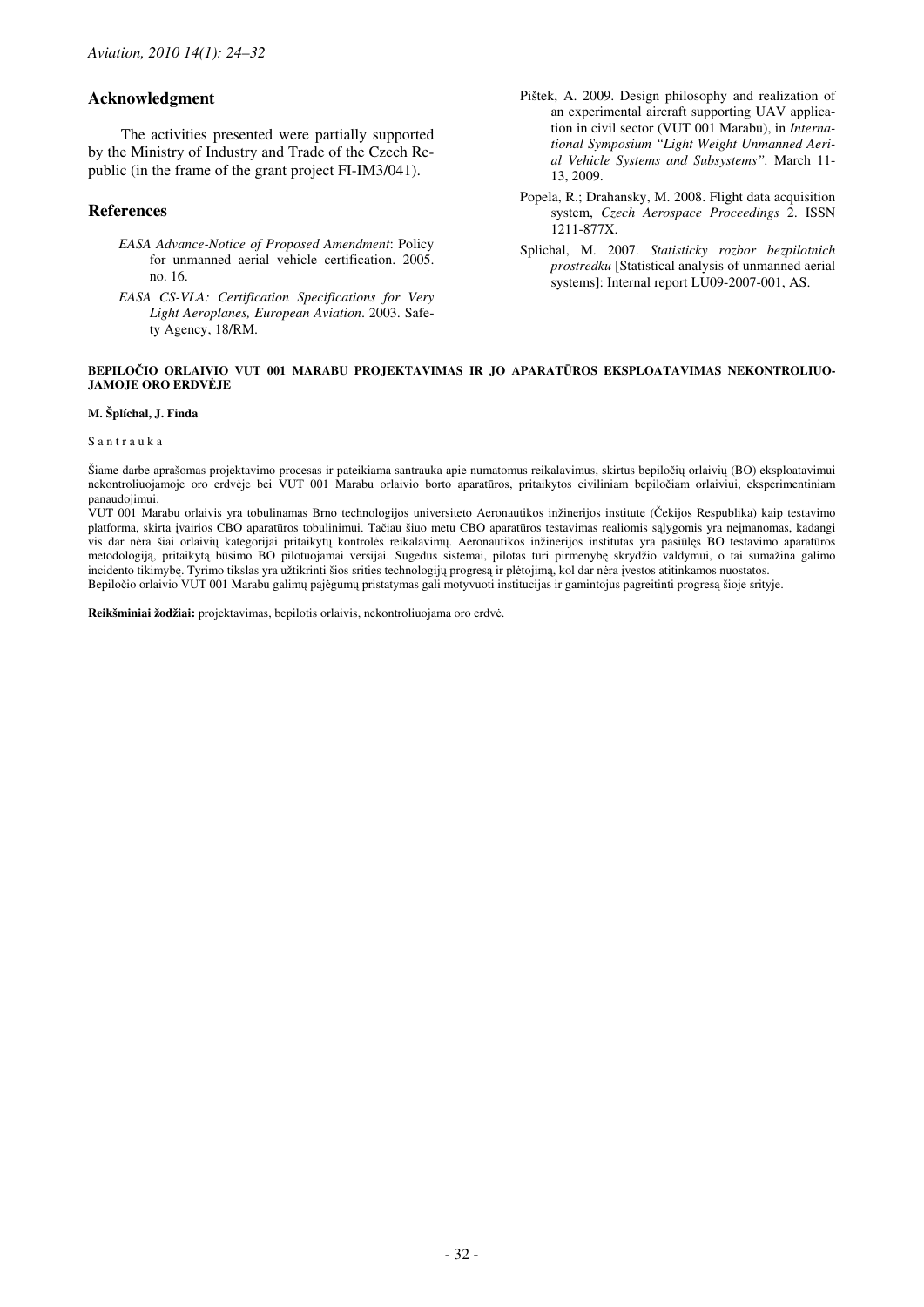## Acknowledgment

The activities presented were partially supported by the Ministry of Industry and Trade of the Czech Republic (in the frame of the grant project FI-IM3/041).

## References

*EASA Advance-Notice of Proposed Amendment*: Policy for unmanned aerial vehicle certification. 2005. no. 16.

*EASA CS-VLA: Certification Specifications for Very Light Aeroplanes, European Aviation*. 2003. Safety Agency, 18/RM.

Pištek, A. 2009. Design philosophy and realization of an experimental aircraft supporting UAV application in civil sector (VUT 001 Marabu), in *International Symposium "Light Weight Unmanned Aerial Vehicle Systems and Subsystems"*. March 11-13, 2009.

Popela, R.; Drahansky, M. 2008. Flight data acquisition system, *Czech Aerospace Proceedings* 2. ISSN 1211-877X.

Splichal, M. 2007. *Statisticky rozbor bezpilotnich prostredku* [Statistical analysis of unmanned aerial systems]: Internal report LU09-2007-001, AS.

**BEPILOČIO ORLAIVIO VUT 001 MARABU PROJEKTAVIMAS IR JO APARATŪROS EKSPLOATAVIMAS NEKONTROLIUOJAMOJE ORO ERDVĖJE**

**M. Šplíchal, J. Finda**

S a n t r a u k a

Šiame darbe aprašomas projektavimo procesas ir pateikiama santrauka apie numatomus reikalavimus, skirtus bepiločių orlaivių (BO) eksploatavimui nekontroliuojamoje oro erdvėje bei VUT 001 Marabu orlaivio borto aparatūros, pritaikytos civiliniam bepiločiam orlaiviui, eksperimentiniam panaudojimui.

VUT 001 Marabu orlaivis yra tobulinamas Brno technologijos universiteto Aeronautikos inžinerijos institute (Čekijos Respublika) kaip testavimo platforma, skirta įvairios CBO aparatūros tobulinimui. Tačiau šiuo metu CBO aparatūros testavimas realiomis sąlygomis yra neįmanomas, kadangi vis dar nėra šiai orlaivių kategorijai pritaikytų kontrolės reikalavimų. Aeronautikos inžinerijos institutas yra pasiūlęs BO testavimo aparatūros metodologiją, pritaikytą būsimo BO pilotuojamai versijai. Sugedus sistemai, pilotas turi pirmenybę skrydžio valdymui, o tai sumažina galimo incidento tikimybę. Tyrimo tikslas yra užtikrinti šios srities technologijų progresą ir plėtojimą, kol dar nėra įvestos atitinkamos nuostatos.

Bepiločio orlaivio VUT 001 Marabu galimų pajėgumų pristatymas gali motyvuoti institucijas ir gamintojus pagreitinti progresą šioje srityje.

**Reikšminiai žodžiai:** projektavimas, bepilotis orlaivis, nekontroliuojama oro erdvė.